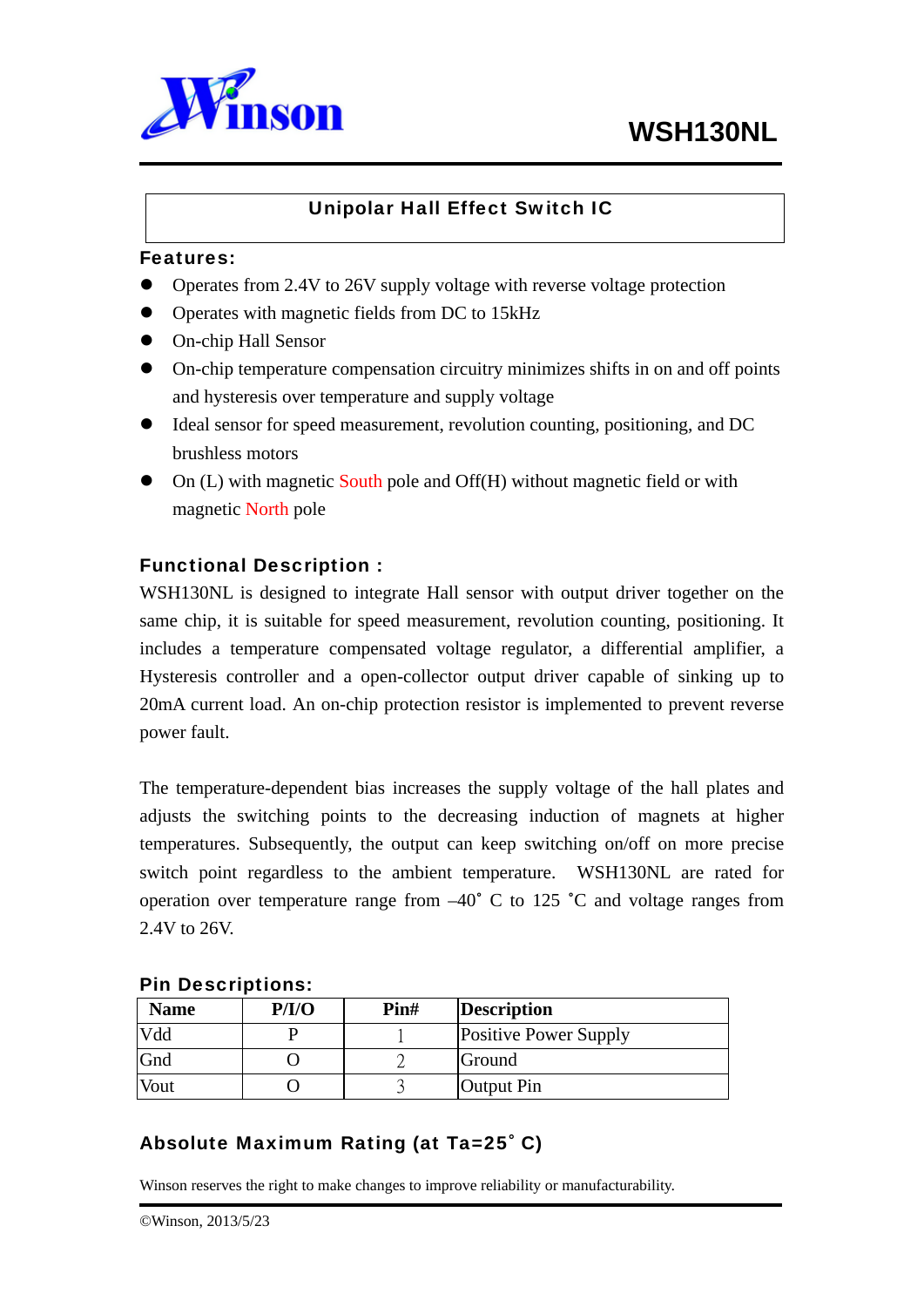# WSH130NL

## Unipolar Hall Effect Switch IC

### Features:

- Operates from 2.4V to 26V supply voltage with reverse voltage protection
- Operates with magnetic fields from DC to 15kHz
- On-chip Hall Sensor
- On-chip temperature compensation circuitry minimizes shifts in on and off points and hysteresis over temperature and supply voltage
- Ideal sensor for speed measurement, revolution counting, positioning, and DC brushless motors
- On (L) with magnetic South pole and Off(H) without magnetic field or with magnetic North pole

### Functional Description :

WSH130NL is designed to integrate Hall sensor with output driver together on the same chip, it is suitable for speed measurement, revolution counting, positioning. It includes a temperature compensated voltage regulator, a differential amplifier, a Hysteresis controller and a open-collector output driver capable of sinking up to 20mA current load. An on-chip protection resistor is implemented to prevent reverse power fault.

The temperature-dependent bias increases the supply voltage of the hall plates and adjusts the switching points to the decreasing induction of magnets at higher temperatures. Subsequently, the output can keep switching on/off on more precise switch point regardless to the ambient temperature. WSH130NL are rated for operation over temperature range from –40˚ C to 125 ˚C and voltage ranges from 2.4V to 26V.

### Pin Descriptions:

| Name | P/I/O | Pin# | Description |
|---|---|---|---|
| Vdd | P | 1 | Positive Power Supply |
| Gnd | O | 2 | Ground |
| Vout | O | 3 | Output Pin |

### Absolute Maximum Rating (at Ta=25˚ C)

Winson reserves the right to improve reliability or manufacturability.

©Winson, 2013/5/23

# WSH130NL

## Unipolar Hall Effect Switch IC

### Features:

- Operates from 2.4V to 26V supply voltage with reverse voltage protection
- Operates with magnetic fields from DC to 15kHz
- On-chip Hall Sensor
- On-chip temperature compensation circuitry minimizes shifts in on and off points and hysteresis over temperature and supply voltage
- Ideal sensor for speed measurement, revolution counting, positioning, and DC brushless motors
- On (L) with magnetic South pole and Off(H) without magnetic field or with magnetic North pole

### Functional Description :

WSH130NL is designed to integrate Hall sensor with output driver together on the same chip, it is suitable for speed measurement, revolution counting, positioning. It includes a temperature compensated voltage regulator, a differential amplifier, a Hysteresis controller and a open-collector output driver capable of sinking up to 20mA current load. An on-chip protection resistor is implemented to prevent reverse power fault.

The temperature-dependent bias increases the supply voltage of the hall plates and adjusts the switching points to the decreasing induction of magnets at higher temperatures. Subsequently, the output can keep switching on/off on more precise switch point regardless to the ambient temperature. WSH130NL are rated for operation over temperature range from –40˚ C to 125 ˚C and voltage ranges from 2.4V to 26V.

### Pin Descriptions:

| Name | P/I/O | Pin# | Description |
|---|---|---|---|
| Vdd | P | 1 | Positive Power Supply |
| Gnd | O | 2 | Ground |
| Vout | O | 3 | Output Pin |

### Absolute Maximum Rating (at Ta=25˚ C)

Winson reserves the right to make changes to improve reliability or manufacturability.

©Winson, 2013/5/23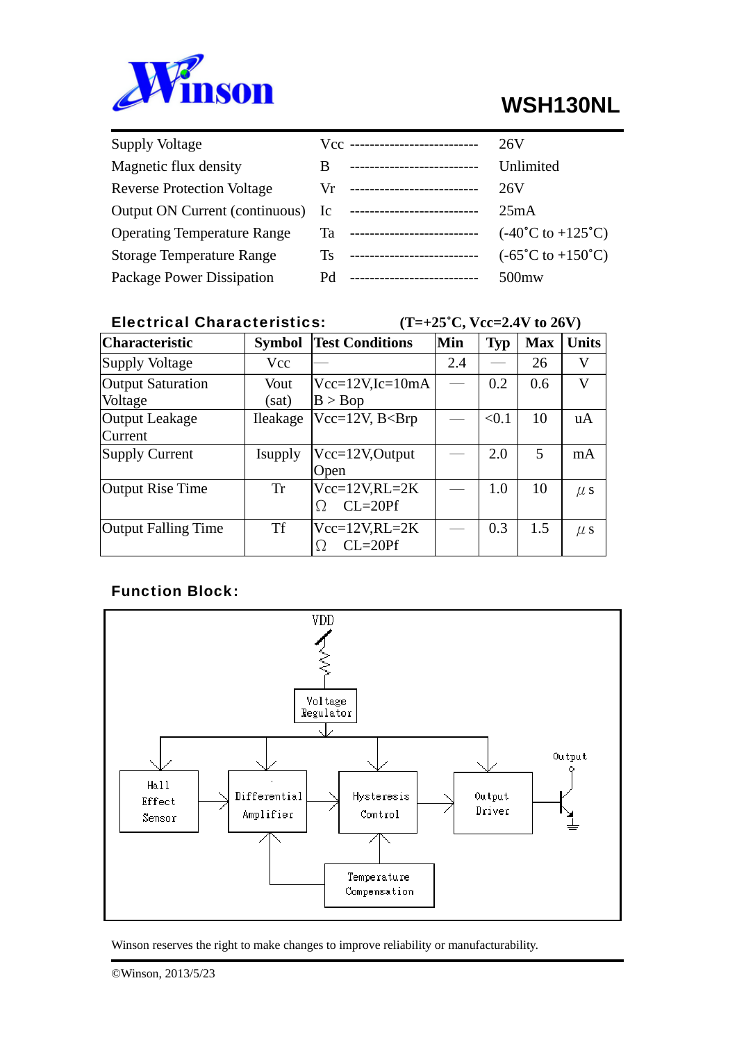# WSH130NL

| | | | |
|---|---|---|---|
| Supply Voltage | Vcc | -------------------------- | 26V |
| Magnetic flux density | B | -------------------------- | Unlimited |
| Reverse Protection Voltage | Vr | -------------------------- | 26V |
| Output ON Current (continuous) | Ic | -------------------------- | 25mA |
| Operating Temperature Range | Ta | -------------------------- | (-40˚C to +125˚C) |
| Storage Temperature Range | Ts | -------------------------- | (-65˚C to +150˚C) |
| Package Power Dissipation | Pd | -------------------------- | 500mw |

## Electrical Characteristics: (T=+25˚C, Vcc=2.4V to 26V)

| Characteristic | Symbol | Test Conditions | Min | Typ | Max | Units |
|---|---|---|---|---|---|---|
| Supply Voltage | Vcc | — | 2.4 | — | 26 | V |
| Output Saturation Voltage | Vout (sat) | Vcc=12V,Ic=10mA B > Bop | — | 0.2 | 0.6 | V |
| Output Leakage Current | Ileakage | Vcc=12V, B<Brp | — | <0.1 | 10 | uA |
| Supply Current | Isupply | Vcc=12V,Output Open | — | 2.0 | 5 | mA |
| Output Rise Time | Tr | Vcc=12V,RL=2KΩ CL=20Pf | — | 1.0 | 10 | μs |
| Output Falling Time | Tf | Vcc=12V,RL=2KΩ CL=20Pf | — | 0.3 | 1.5 | μs |

## Function Block:

VDD

Voltage Regulator

Hall Effect Sensor → Differential Amplifier → Hysteresis Control → Output Driver → Output

Temperature Compensation

Winson reserves the right to improve reliability or manufacturability.

©Winson, 2013/5/23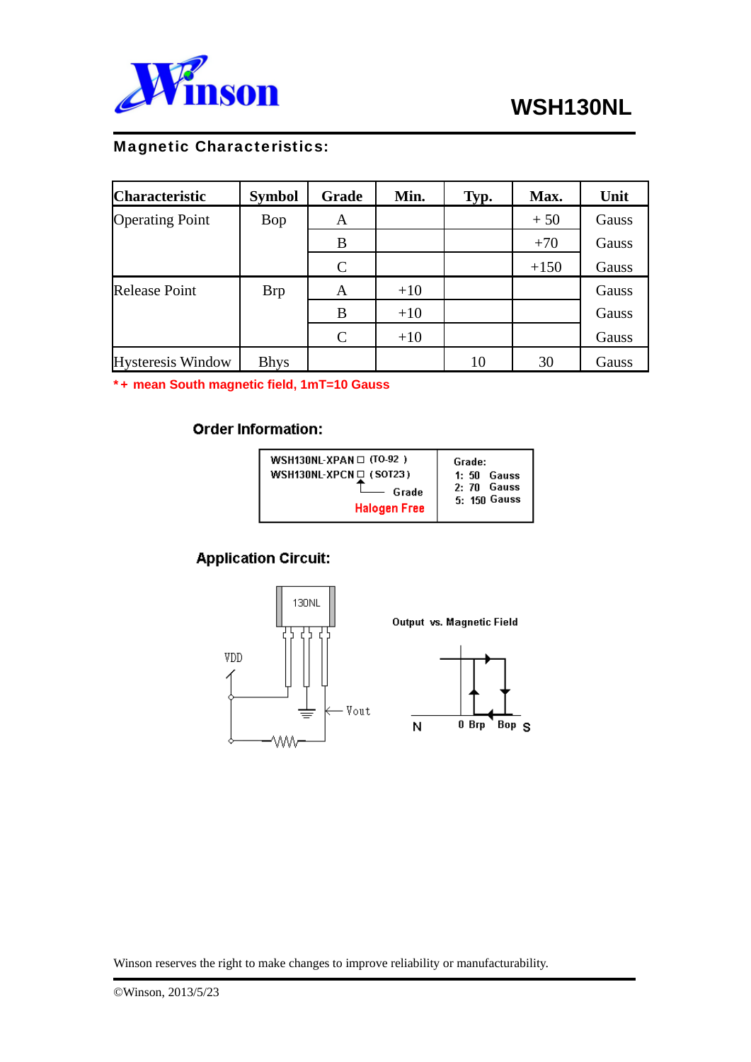# WSH130NL

## Magnetic Characteristics:

| Characteristic | Symbol | Grade | Min. | Typ. | Max. | Unit |
|---|---|---|---|---|---|---|
| Operating Point | Bop | A | | | + 50 | Gauss |
| | | B | | | +70 | Gauss |
| | | C | | | +150 | Gauss |
| Release Point | Brp | A | +10 | | | Gauss |
| | | B | +10 | | | Gauss |
| | | C | +10 | | | Gauss |
| Hysteresis Window | Bhys | | | 10 | 30 | Gauss |

**\*+ mean South magnetic field, 1mT=10 Gauss**

### Order Information:

| | |
|---|---|
| WSH130NL-XPAN□ (TO-92) <br> WSH130NL-XPCN□ (SOT23) <br> ↑ Grade <br> Halogen Free | Grade: <br> 1: 50 Gauss <br> 2: 70 Gauss <br> 5: 150 Gauss |

### Application Circuit:

130NL

VDD

Vout

Output vs. Magnetic Field

N 0 Brp Bop S

Winson reserves the right to make changes to improve reliability or manufacturability.

©Winson, 2013/5/23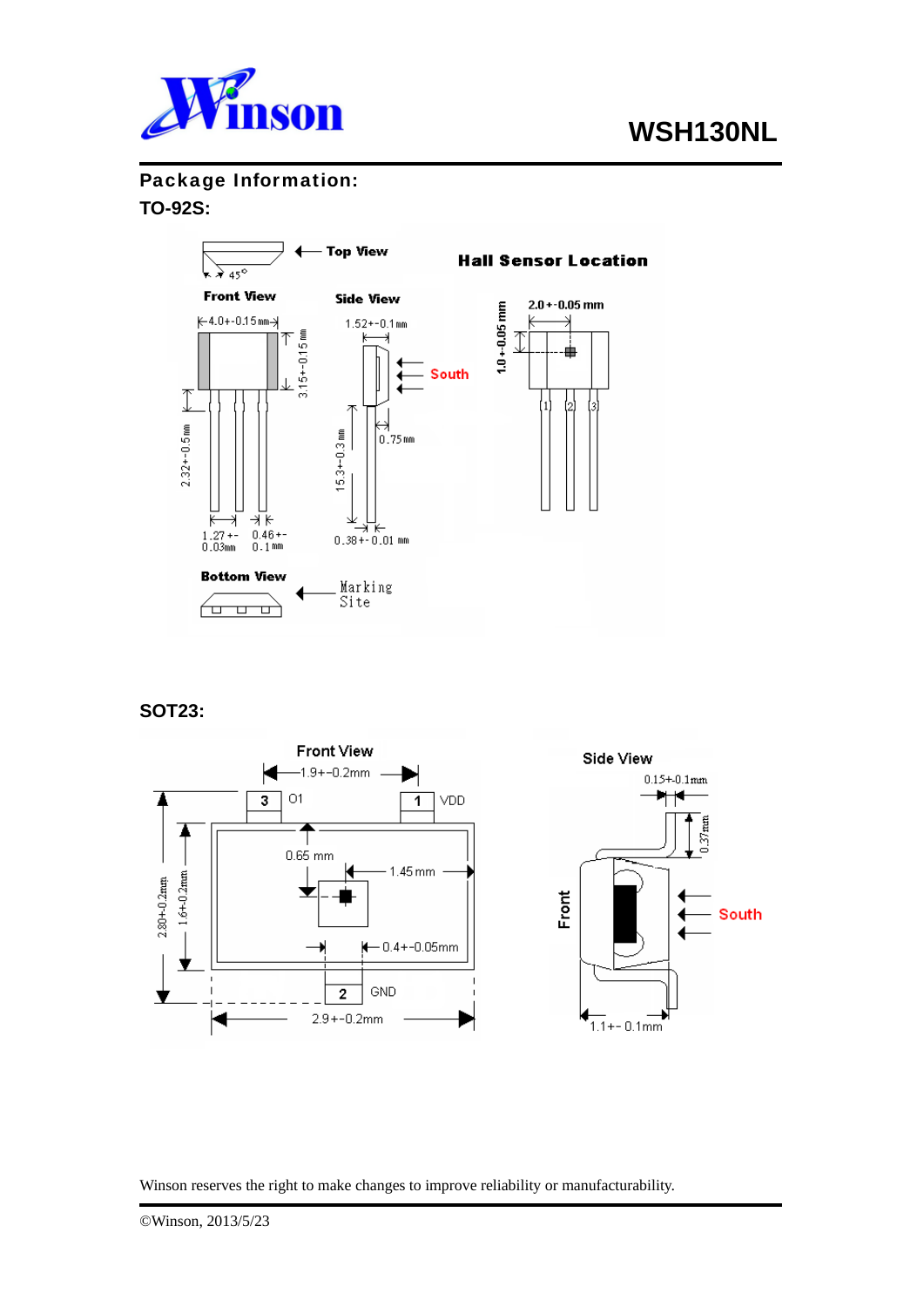## Package Information:

### TO-92S:

Top View

45°

Hall Sensor Location

Front View

4.0+-0.15mm

3.15+-0.15 mm

2.32+-0.5mm

1.27+-0.03mm

0.46+-0.1mm

Side View

1.52+-0.1mm

South

0.75mm

15.3+-0.3mm

0.38+-0.01 mm

2.0+-0.05 mm

1.0+-0.05 mm

1 2 3

Bottom View

Marking Site

### SOT23:

Front View

1.9+-0.2mm

3 O1

1 VDD

0.65 mm

1.45 mm

2.80+-0.2mm

1.6+-0.2mm

0.4+-0.05mm

2 GND

2.9+-0.2mm

Side View

0.15+-0.1mm

0.37mm

Front

South

1.1+-0.1mm

Winson reserves the right to make changes to improve reliability or manufacturability.

©Winson, 2013/5/23